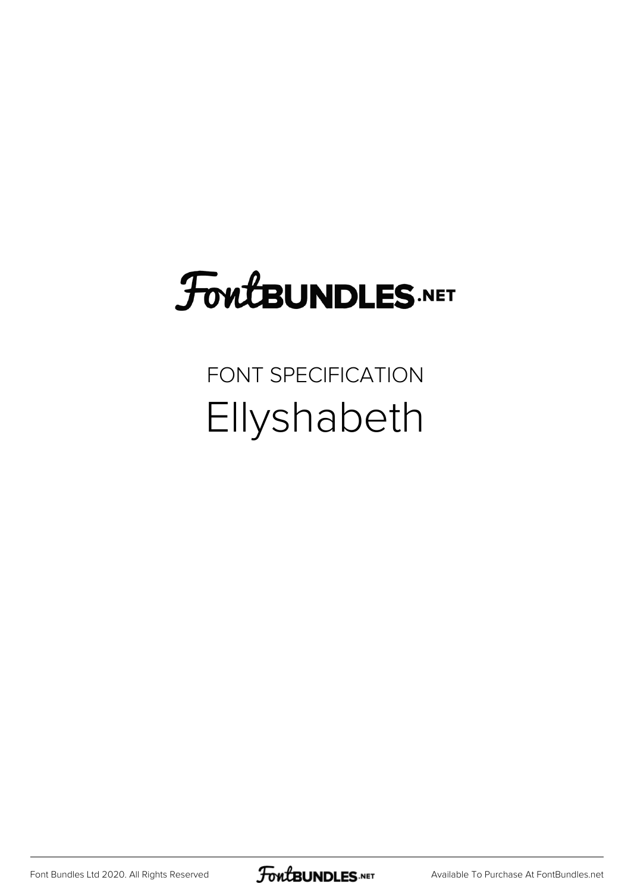# FontBUNDLES.NET

FONT SPECIFICATION

## Ellyshabeth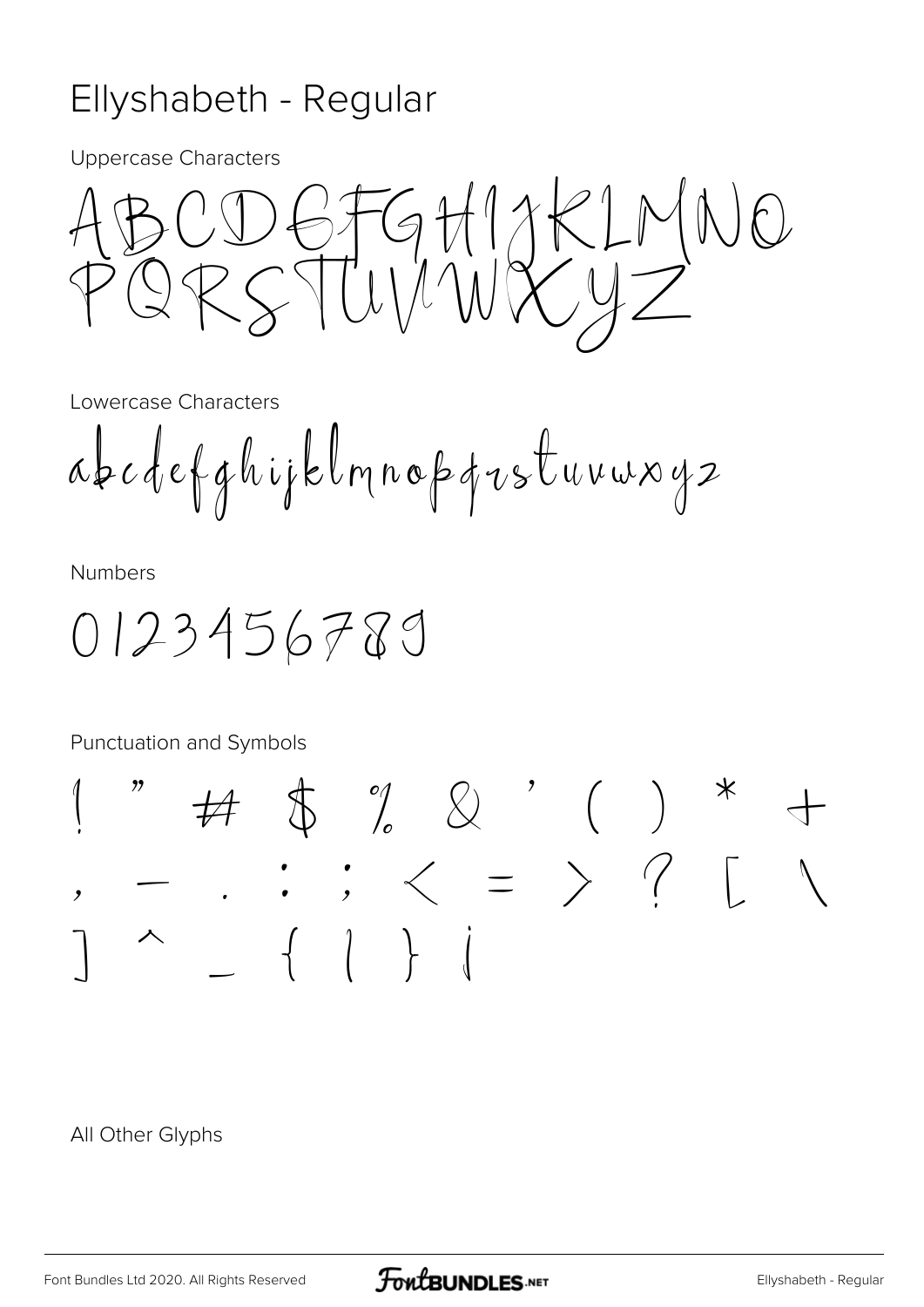# Ellyshabeth - Regular

Uppercase Characters

ABCDEFGHIJKLMNO
PQRSTUVWXYZ

Lowercase Characters

abcdefghijklmnopqrstuvwxyz

Numbers

0123456789

Punctuation and Symbols

! " # $ % & ' ( ) * +
, - . : ; < = > ? [ \
] ^ _ { | } ¡

All Other Glyphs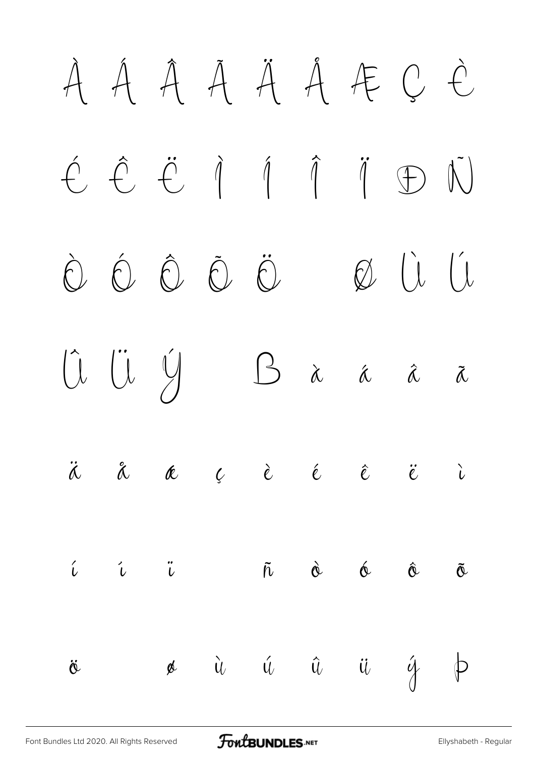À Á Â Ã Ä Å Æ Ç È

É Ê Ë Ì Í Î Ï Ð Ñ

Ò Ó Ô Õ Ö Ø Ù Ú

Û Ü Ý ß à á â ã

ä å æ ç è é ê ë ì

í î ï ñ ò ó ô õ

ö ø ù ú û ü ý þ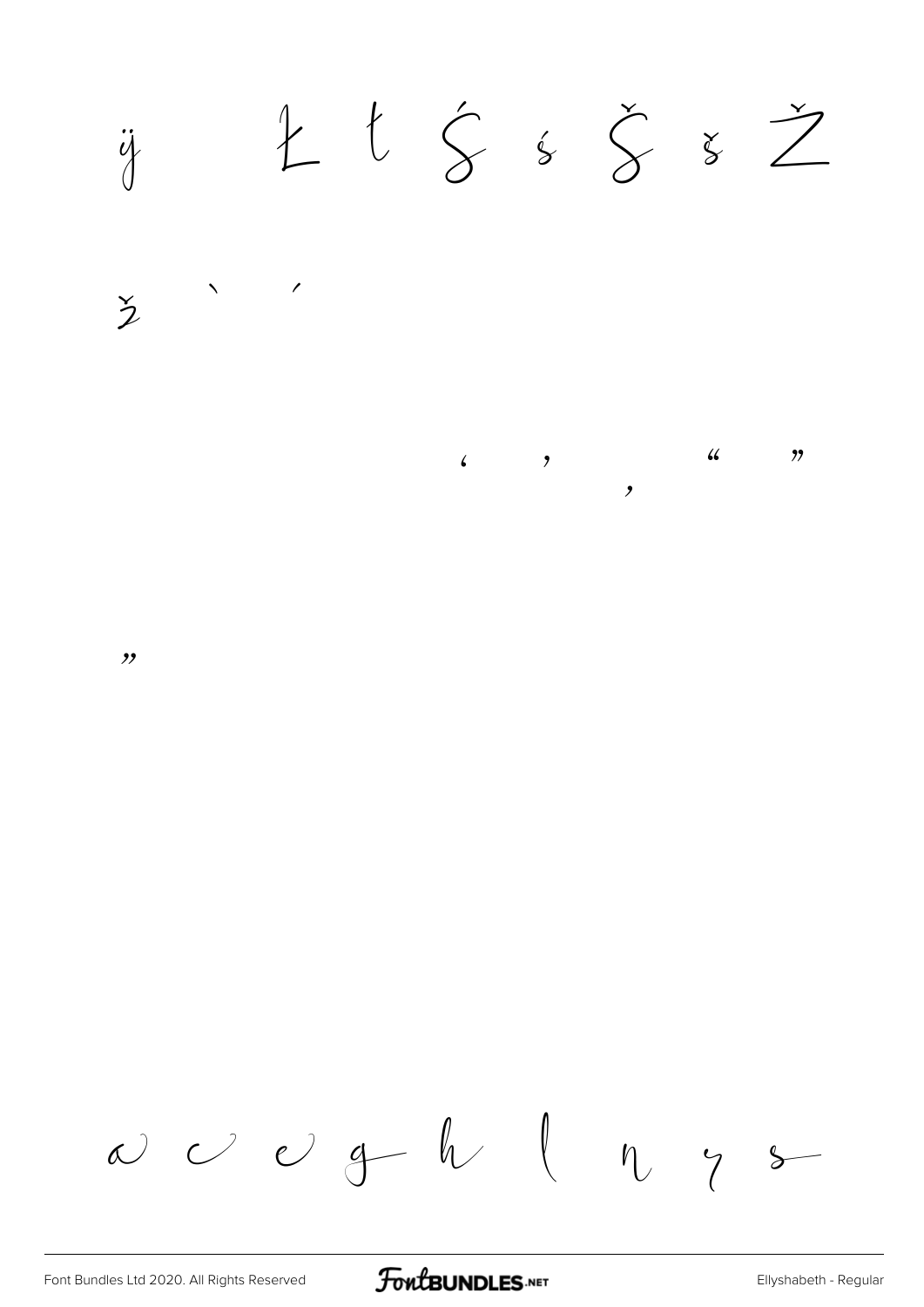ÿ Ł ł Ś ś Š š Ž

ž ` ´

‘ ’ ‚ “ ”

„

a c e g h l n y s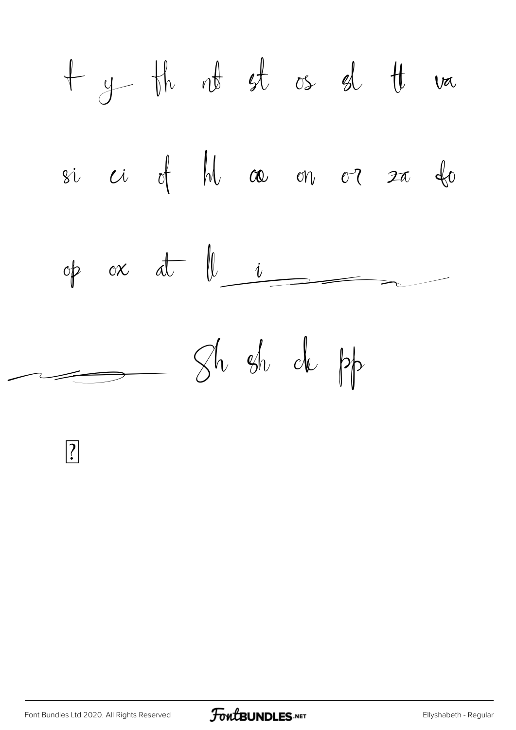t y th nt st os sl tt va

si ci of hl oa on or za fo

op ox at ll i

Sh sh ck pp

?